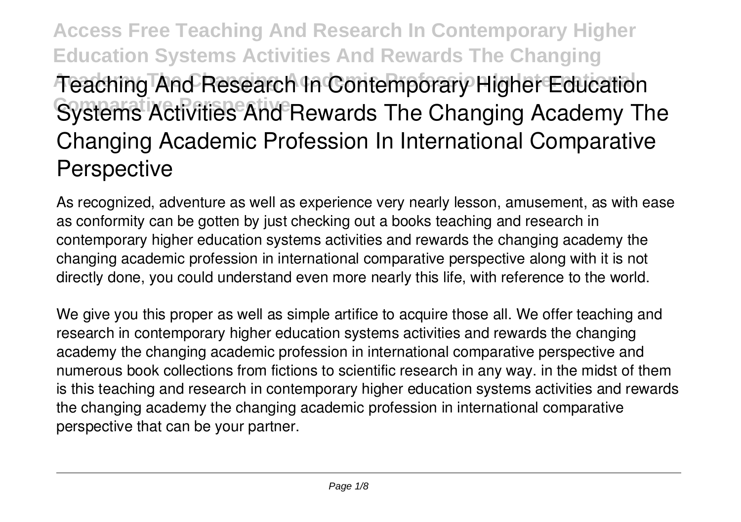# Teaching And Research In Contemporary Higher Education Systems Activities And Rewards The Changing Academy The Changing Academic Profession In International Comparative Perspective

As recognized, adventure as well as experience very nearly lesson, amusement, as with ease as conformity can be gotten by just checking out a books **teaching and research in contemporary higher education systems activities and rewards the changing academy the changing academic profession in international comparative perspective** along with it is not directly done, you could understand even more nearly this life, with reference to the world.

We give you this proper as well as simple artifice to acquire those all. We offer teaching and research in contemporary higher education systems activities and rewards the changing academy the changing academic profession in international comparative perspective and numerous book collections from fictions to scientific research in any way. in the midst of them is this teaching and research in contemporary higher education systems activities and rewards the changing academy the changing academic profession in international comparative perspective that can be your partner.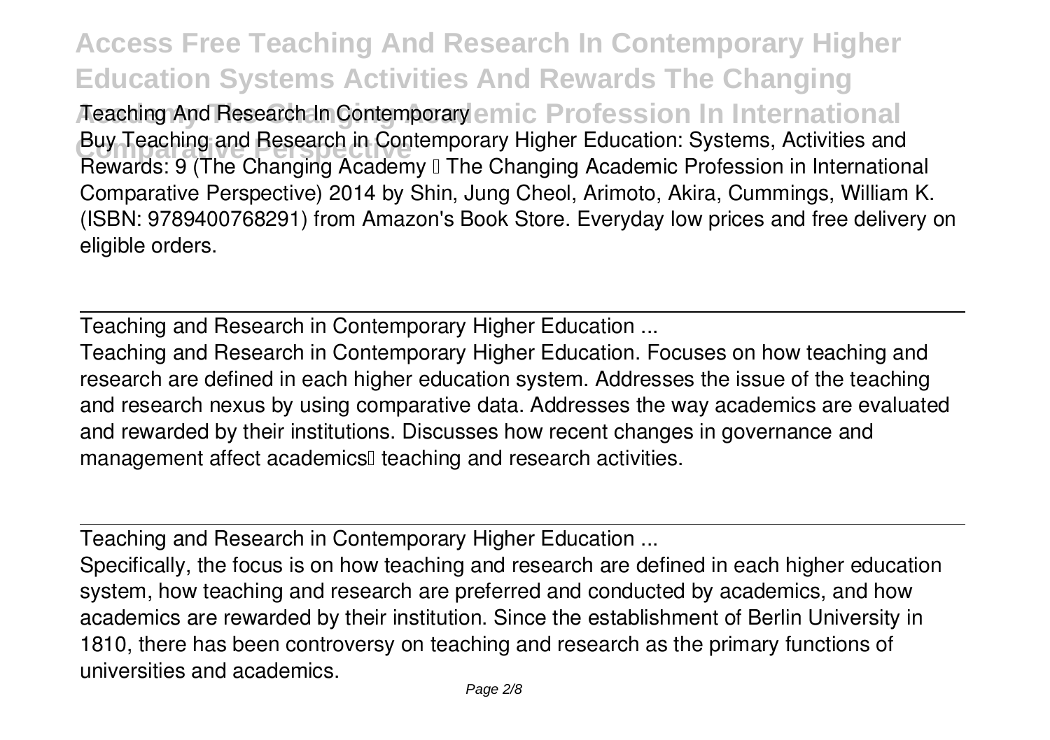Teaching And Research In Contemporary

Buy Teaching and Research in Contemporary Higher Education: Systems, Activities and Rewards: 9 (The Changing Academy – The Changing Academic Profession in International Comparative Perspective) 2014 by Shin, Jung Cheol, Arimoto, Akira, Cummings, William K. (ISBN: 9789400768291) from Amazon's Book Store. Everyday low prices and free delivery on eligible orders.

Teaching and Research in Contemporary Higher Education ...

Teaching and Research in Contemporary Higher Education. Focuses on how teaching and research are defined in each higher education system. Addresses the issue of the teaching and research nexus by using comparative data. Addresses the way academics are evaluated and rewarded by their institutions. Discusses how recent changes in governance and management affect academics' teaching and research activities.

Teaching and Research in Contemporary Higher Education ...

Specifically, the focus is on how teaching and research are defined in each higher education system, how teaching and research are preferred and conducted by academics, and how academics are rewarded by their institution. Since the establishment of Berlin University in 1810, there has been controversy on teaching and research as the primary functions of universities and academics.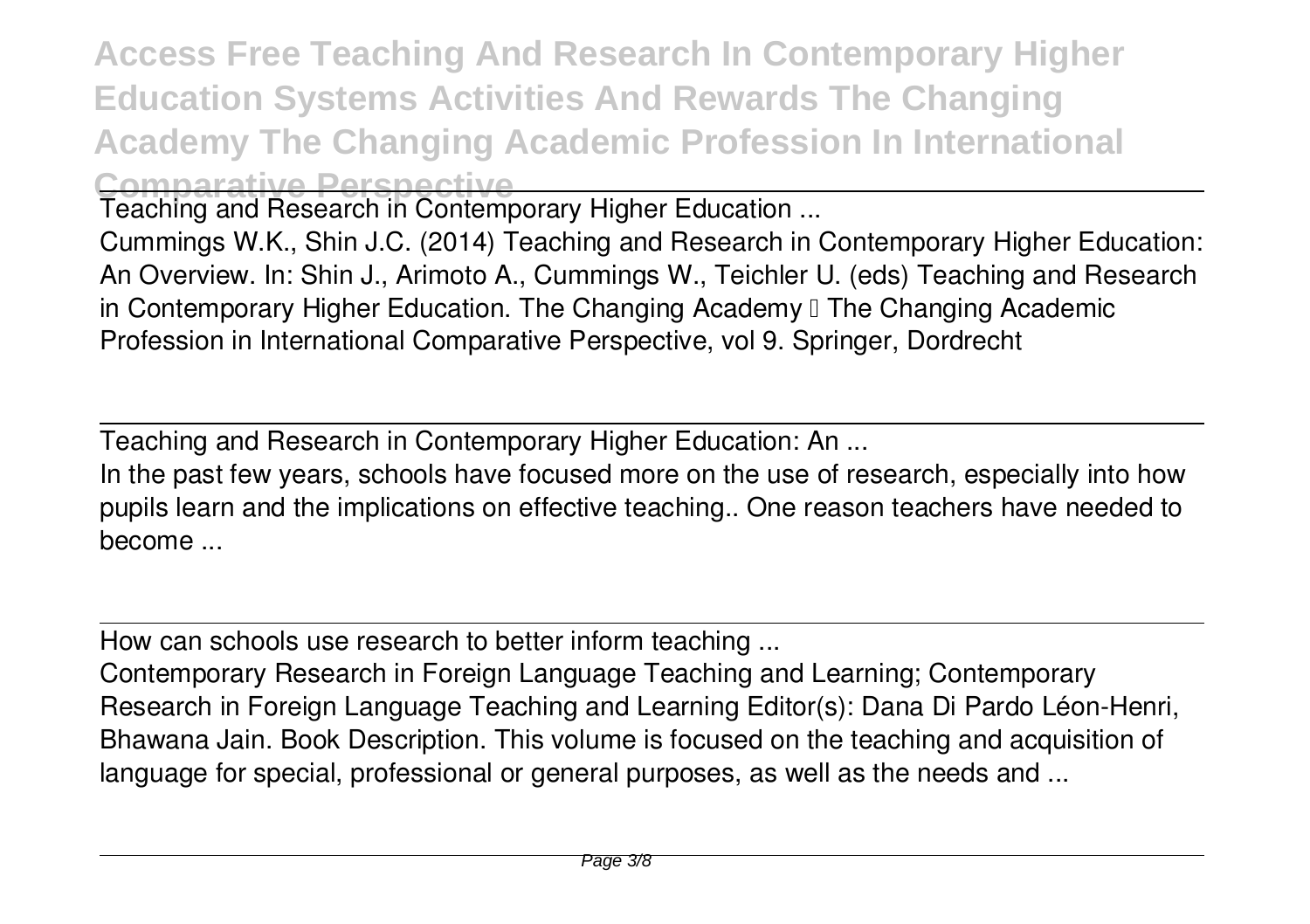Teaching and Research in Contemporary Higher Education ...

Cummings W.K., Shin J.C. (2014) Teaching and Research in Contemporary Higher Education: An Overview. In: Shin J., Arimoto A., Cummings W., Teichler U. (eds) Teaching and Research in Contemporary Higher Education. The Changing Academy – The Changing Academic Profession in International Comparative Perspective, vol 9. Springer, Dordrecht

Teaching and Research in Contemporary Higher Education: An ...

In the past few years, schools have focused more on the use of research, especially into how pupils learn and the implications on effective teaching.. One reason teachers have needed to become ...

How can schools use research to better inform teaching ...

Contemporary Research in Foreign Language Teaching and Learning; Contemporary Research in Foreign Language Teaching and Learning Editor(s): Dana Di Pardo Léon-Henri, Bhawana Jain. Book Description. This volume is focused on the teaching and acquisition of language for special, professional or general purposes, as well as the needs and ...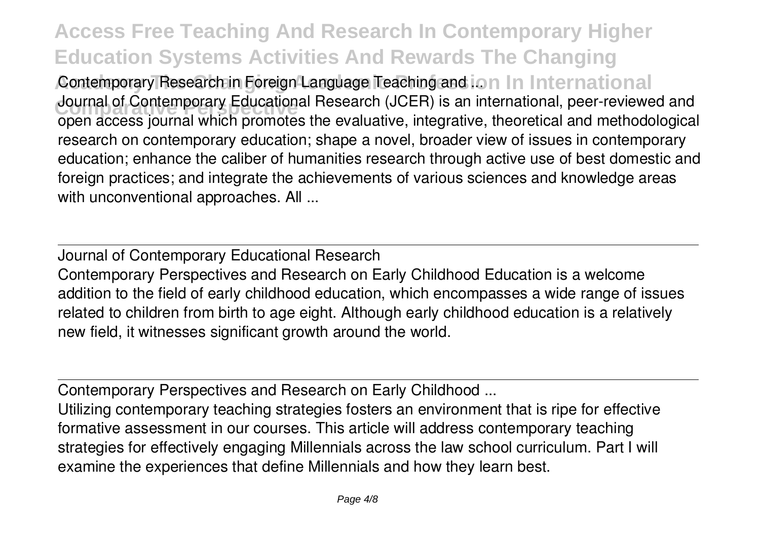Contemporary Research in Foreign Language Teaching and ...

Journal of Contemporary Educational Research (JCER) is an international, peer-reviewed and open access journal which promotes the evaluative, integrative, theoretical and methodological research on contemporary education; shape a novel, broader view of issues in contemporary education; enhance the caliber of humanities research through active use of best domestic and foreign practices; and integrate the achievements of various sciences and knowledge areas with unconventional approaches. All ...

Journal of Contemporary Educational Research

Contemporary Perspectives and Research on Early Childhood Education is a welcome addition to the field of early childhood education, which encompasses a wide range of issues related to children from birth to age eight. Although early childhood education is a relatively new field, it witnesses significant growth around the world.

Contemporary Perspectives and Research on Early Childhood ...

Utilizing contemporary teaching strategies fosters an environment that is ripe for effective formative assessment in our courses. This article will address contemporary teaching strategies for effectively engaging Millennials across the law school curriculum. Part I will examine the experiences that define Millennials and how they learn best.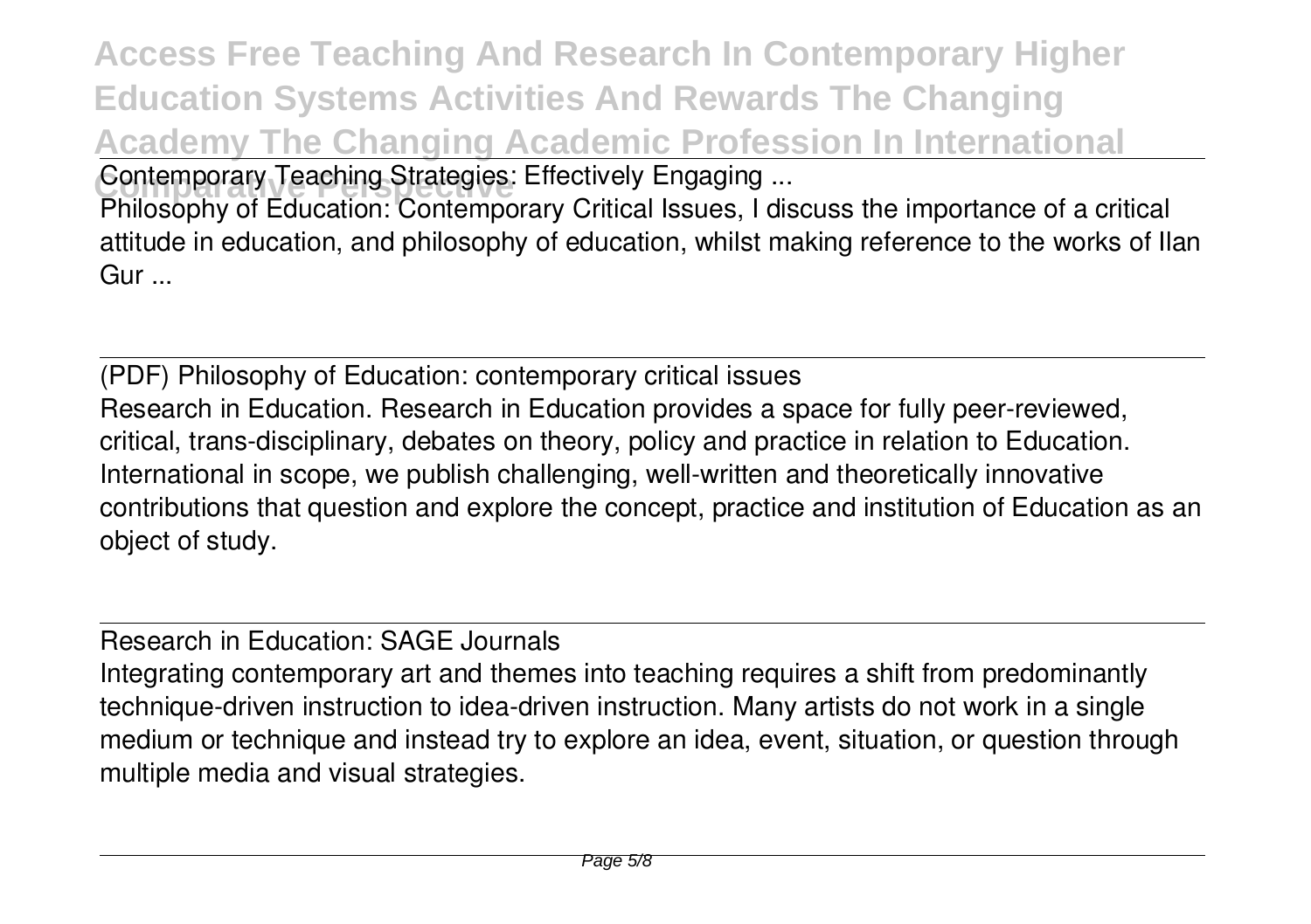Contemporary Teaching Strategies: Effectively Engaging ...

Philosophy of Education: Contemporary Critical Issues, I discuss the importance of a critical attitude in education, and philosophy of education, whilst making reference to the works of Ilan Gur ...

(PDF) Philosophy of Education: contemporary critical issues

Research in Education. Research in Education provides a space for fully peer-reviewed, critical, trans-disciplinary, debates on theory, policy and practice in relation to Education. International in scope, we publish challenging, well-written and theoretically innovative contributions that question and explore the concept, practice and institution of Education as an object of study.

Research in Education: SAGE Journals

Integrating contemporary art and themes into teaching requires a shift from predominantly technique-driven instruction to idea-driven instruction. Many artists do not work in a single medium or technique and instead try to explore an idea, event, situation, or question through multiple media and visual strategies.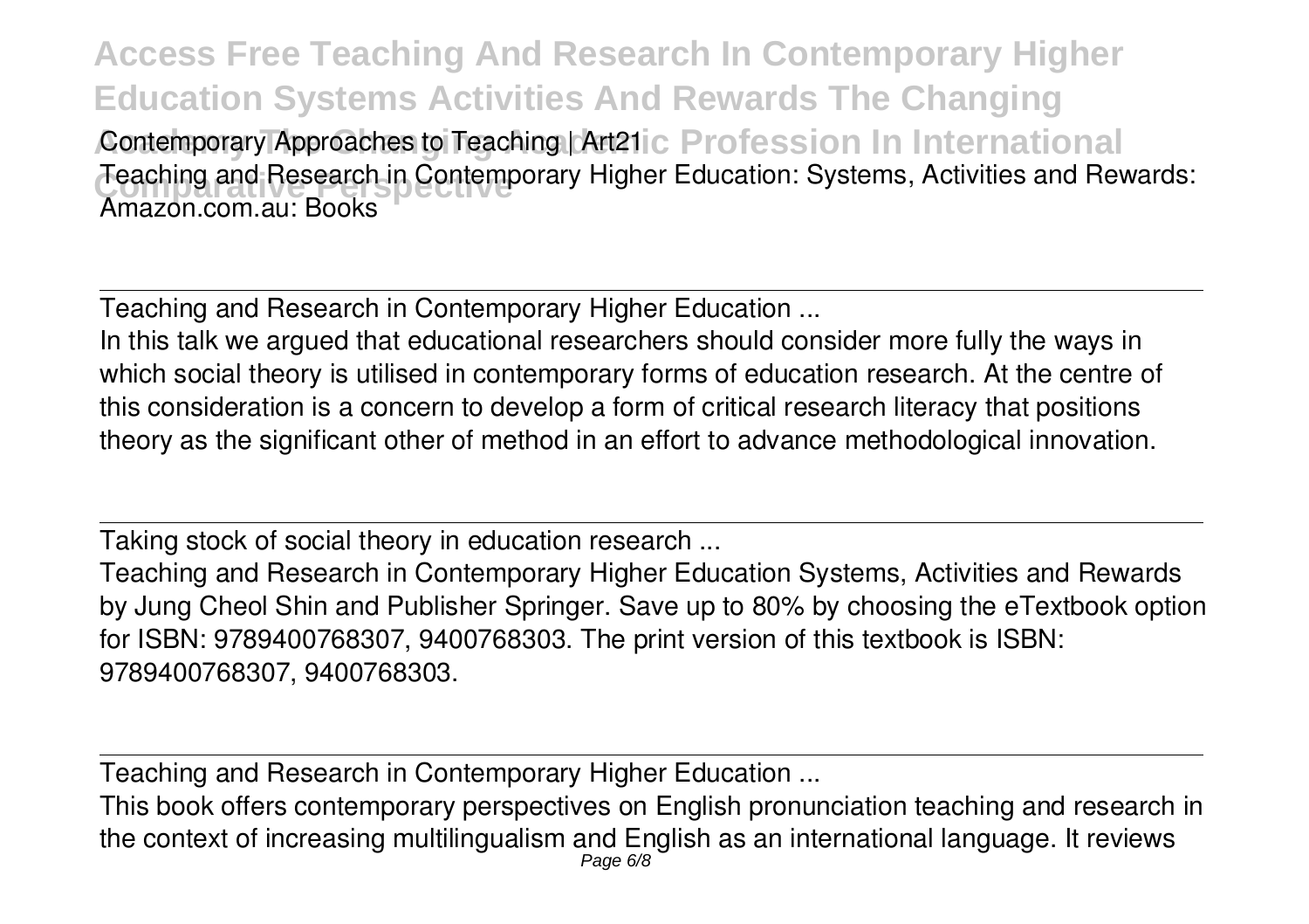Contemporary Approaches to Teaching | Art21

Teaching and Research in Contemporary Higher Education: Systems, Activities and Rewards: Amazon.com.au: Books

Teaching and Research in Contemporary Higher Education ...

In this talk we argued that educational researchers should consider more fully the ways in which social theory is utilised in contemporary forms of education research. At the centre of this consideration is a concern to develop a form of critical research literacy that positions theory as the significant other of method in an effort to advance methodological innovation.

Taking stock of social theory in education research ...

Teaching and Research in Contemporary Higher Education Systems, Activities and Rewards by Jung Cheol Shin and Publisher Springer. Save up to 80% by choosing the eTextbook option for ISBN: 9789400768307, 9400768303. The print version of this textbook is ISBN: 9789400768307, 9400768303.

Teaching and Research in Contemporary Higher Education ...

This book offers contemporary perspectives on English pronunciation teaching and research in the context of increasing multilingualism and English as an international language. It reviews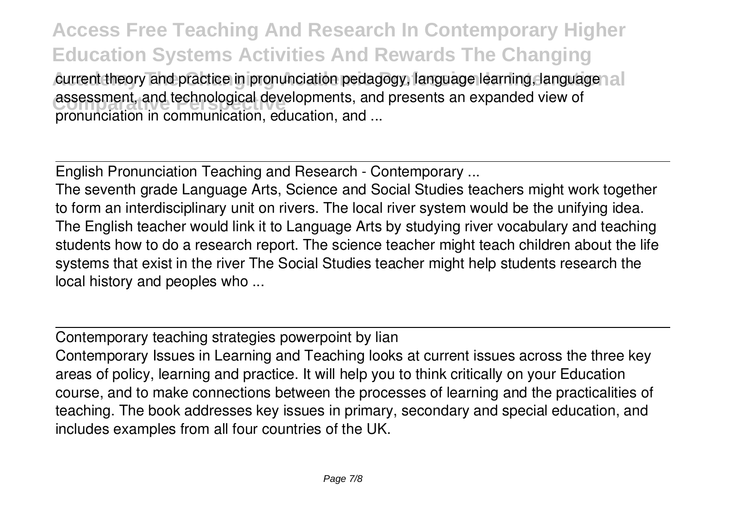current theory and practice in pronunciation pedagogy, language learning, language assessment, and technological developments, and presents an expanded view of pronunciation in communication, education, and ...

## English Pronunciation Teaching and Research - Contemporary ...

The seventh grade Language Arts, Science and Social Studies teachers might work together to form an interdisciplinary unit on rivers. The local river system would be the unifying idea. The English teacher would link it to Language Arts by studying river vocabulary and teaching students how to do a research report. The science teacher might teach children about the life systems that exist in the river The Social Studies teacher might help students research the local history and peoples who ...

## Contemporary teaching strategies powerpoint by lian

Contemporary Issues in Learning and Teaching looks at current issues across the three key areas of policy, learning and practice. It will help you to think critically on your Education course, and to make connections between the processes of learning and the practicalities of teaching. The book addresses key issues in primary, secondary and special education, and includes examples from all four countries of the UK.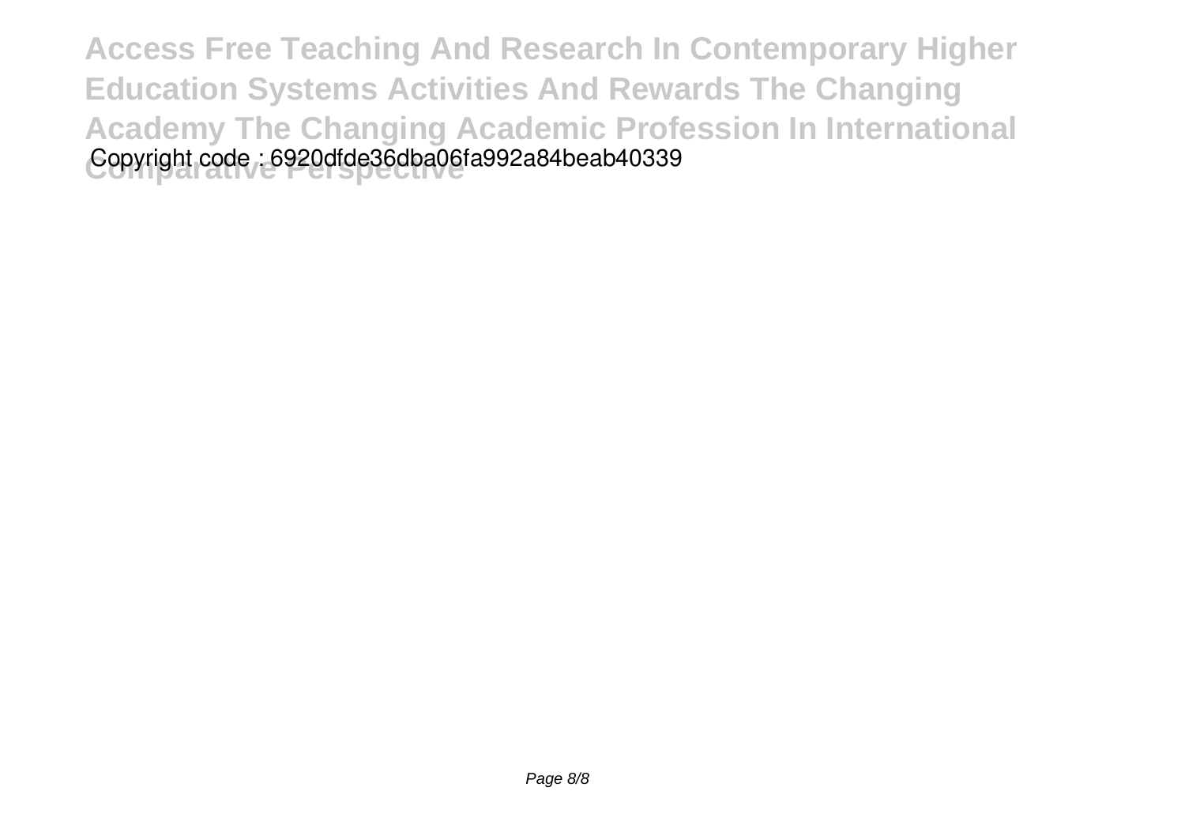Copyright code : 6920dfde36dba06fa992a84beab40339